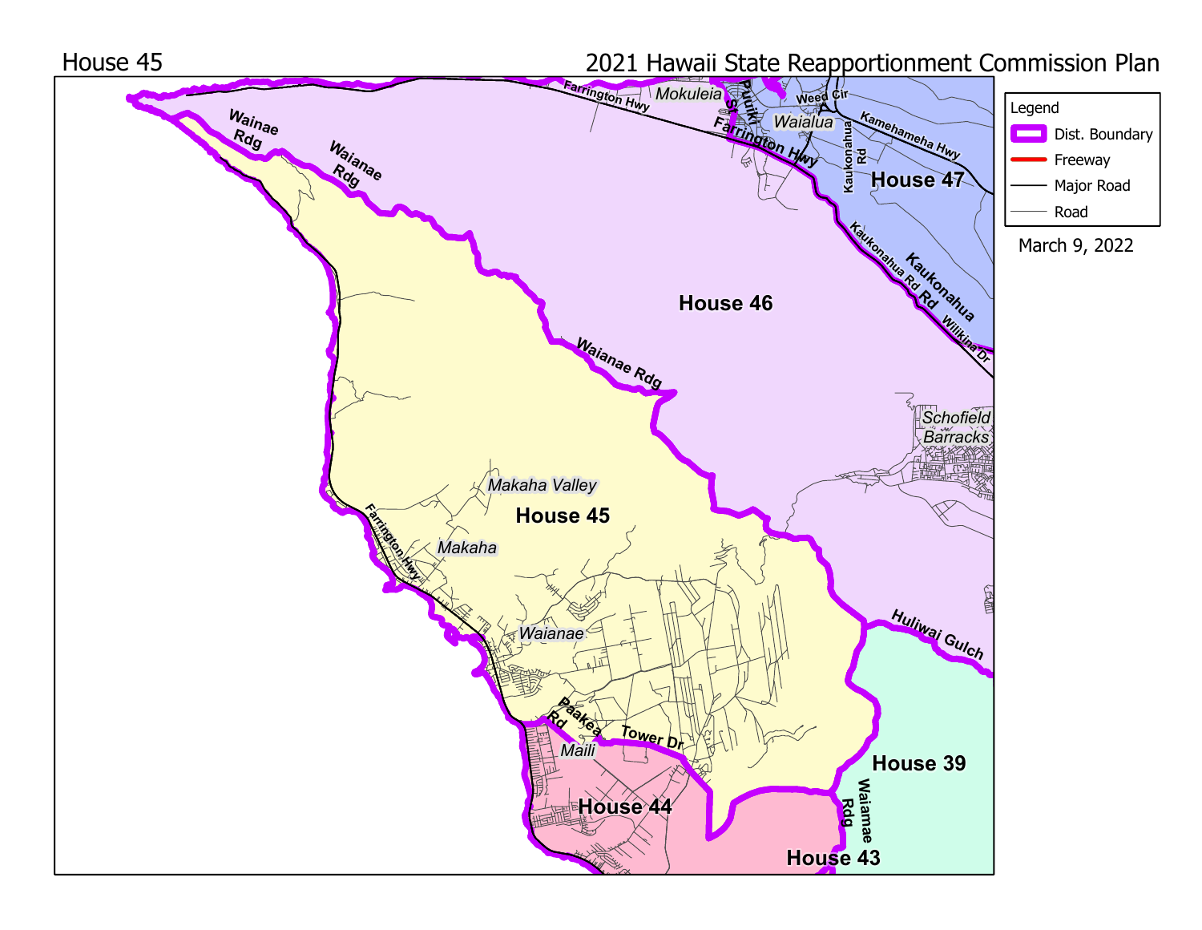House 45

2021 Hawaii State Reapportionment Commission Plan

Legend
- Dist. Boundary
- Freeway
- Major Road
- Road

March 9, 2022

House 45

House 46

House 47

House 44

House 43

House 39

Farrington Hwy

Mokuleia

Puuiki St

Weed Cir

Waialua

Kamehameha Hwy

Kaukonahua Rd

Kaukonahua Rd

Kaukonahua

Wilikina Dr

Wainae Rdg

Waianae Rdg

Waianae Rdg

Schofield Barracks

Makaha Valley

Makaha

Waianae

Huliwai Gulch

Paakea Rd

Tower Dr

Maili

Waiamae Rdg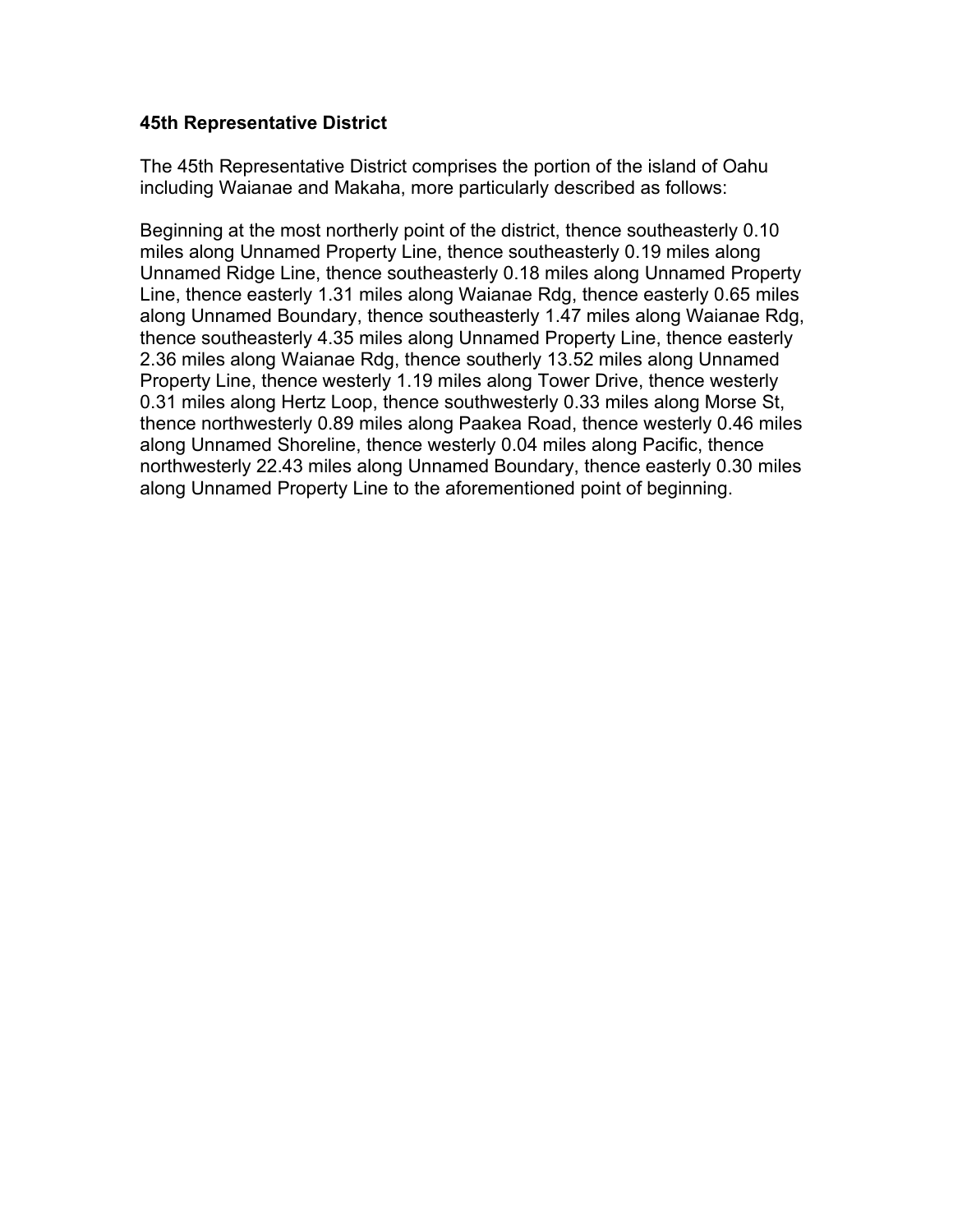**45th Representative District**

The 45th Representative District comprises the portion of the island of Oahu including Waianae and Makaha, more particularly described as follows:

Beginning at the most northerly point of the district, thence southeasterly 0.10 miles along Unnamed Property Line, thence southeasterly 0.19 miles along Unnamed Ridge Line, thence southeasterly 0.18 miles along Unnamed Property Line, thence easterly 1.31 miles along Waianae Rdg, thence easterly 0.65 miles along Unnamed Boundary, thence southeasterly 1.47 miles along Waianae Rdg, thence southeasterly 4.35 miles along Unnamed Property Line, thence easterly 2.36 miles along Waianae Rdg, thence southerly 13.52 miles along Unnamed Property Line, thence westerly 1.19 miles along Tower Drive, thence westerly 0.31 miles along Hertz Loop, thence southwesterly 0.33 miles along Morse St, thence northwesterly 0.89 miles along Paakea Road, thence westerly 0.46 miles along Unnamed Shoreline, thence westerly 0.04 miles along Pacific, thence northwesterly 22.43 miles along Unnamed Boundary, thence easterly 0.30 miles along Unnamed Property Line to the aforementioned point of beginning.